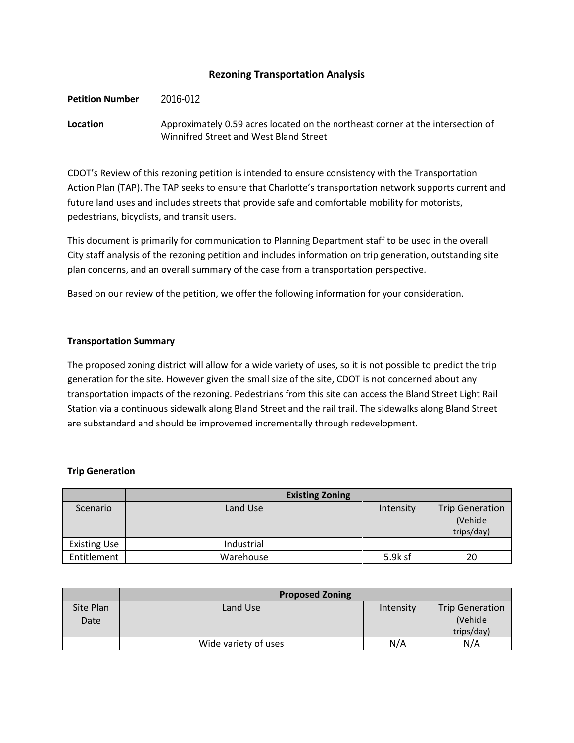# Rezoning Transportation Analysis

**Petition Number** 2016-012

**Location** Approximately 0.59 acres located on the northeast corner at the intersection of Winnifred Street and West Bland Street

CDOT's Review of this rezoning petition is intended to ensure consistency with the Transportation Action Plan (TAP). The TAP seeks to ensure that Charlotte's transportation network supports current and future land uses and includes streets that provide safe and comfortable mobility for motorists, pedestrians, bicyclists, and transit users.

This document is primarily for communication to Planning Department staff to be used in the overall City staff analysis of the rezoning petition and includes information on trip generation, outstanding site plan concerns, and an overall summary of the case from a transportation perspective.

Based on our review of the petition, we offer the following information for your consideration.

## Transportation Summary

The proposed zoning district will allow for a wide variety of uses, so it is not possible to predict the trip generation for the site. However given the small size of the site, CDOT is not concerned about any transportation impacts of the rezoning. Pedestrians from this site can access the Bland Street Light Rail Station via a continuous sidewalk along Bland Street and the rail trail. The sidewalks along Bland Street are substandard and should be improvemed incrementally through redevelopment.

## Trip Generation

| | Existing Zoning | | |
|---|---|---|---|
| Scenario | Land Use | Intensity | Trip Generation (Vehicle trips/day) |
| Existing Use | Industrial | | |
| Entitlement | Warehouse | 5.9k sf | 20 |

| | Proposed Zoning | | |
|---|---|---|---|
| Site Plan Date | Land Use | Intensity | Trip Generation (Vehicle trips/day) |
| | Wide variety of uses | N/A | N/A |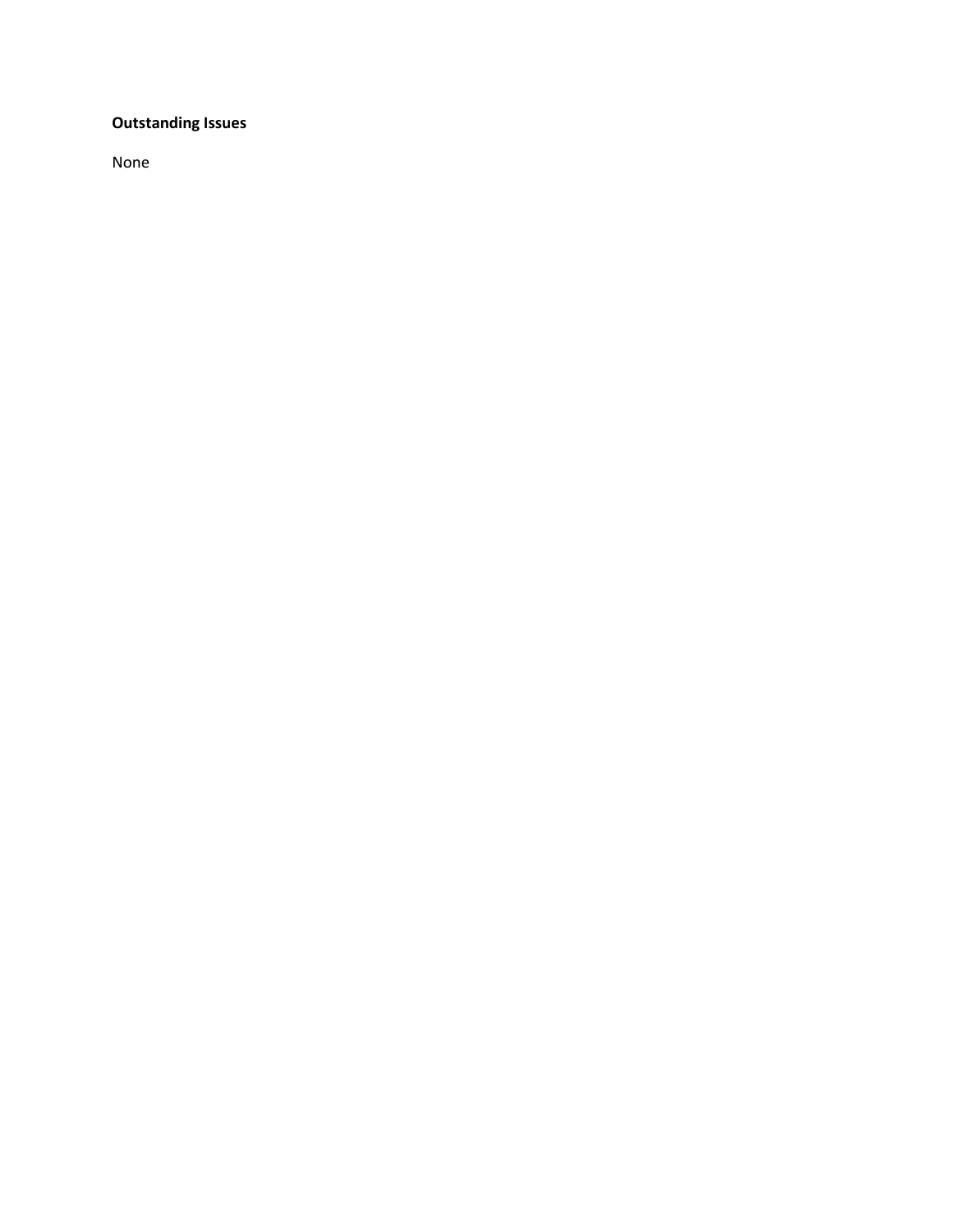**Outstanding Issues**

None